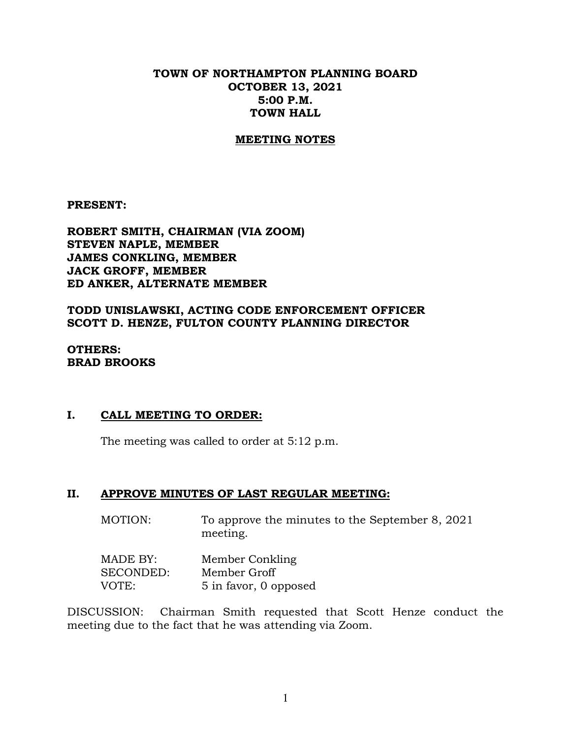# TOWN OF NORTHAMPTON PLANNING BOARD
# OCTOBER 13, 2021
# 5:00 P.M.
# TOWN HALL

## MEETING NOTES

**PRESENT:**

**ROBERT SMITH, CHAIRMAN (VIA ZOOM)**
**STEVEN NAPLE, MEMBER**
**JAMES CONKLING, MEMBER**
**JACK GROFF, MEMBER**
**ED ANKER, ALTERNATE MEMBER**

**TODD UNISLAWSKI, ACTING CODE ENFORCEMENT OFFICER**
**SCOTT D. HENZE, FULTON COUNTY PLANNING DIRECTOR**

**OTHERS:**
**BRAD BROOKS**

## I. CALL MEETING TO ORDER:

The meeting was called to order at 5:12 p.m.

## II. APPROVE MINUTES OF LAST REGULAR MEETING:

MOTION: To approve the minutes to the September 8, 2021 meeting.

MADE BY: Member Conkling
SECONDED: Member Groff
VOTE: 5 in favor, 0 opposed

DISCUSSION: Chairman Smith requested that Scott Henze conduct the meeting due to the fact that he was attending via Zoom.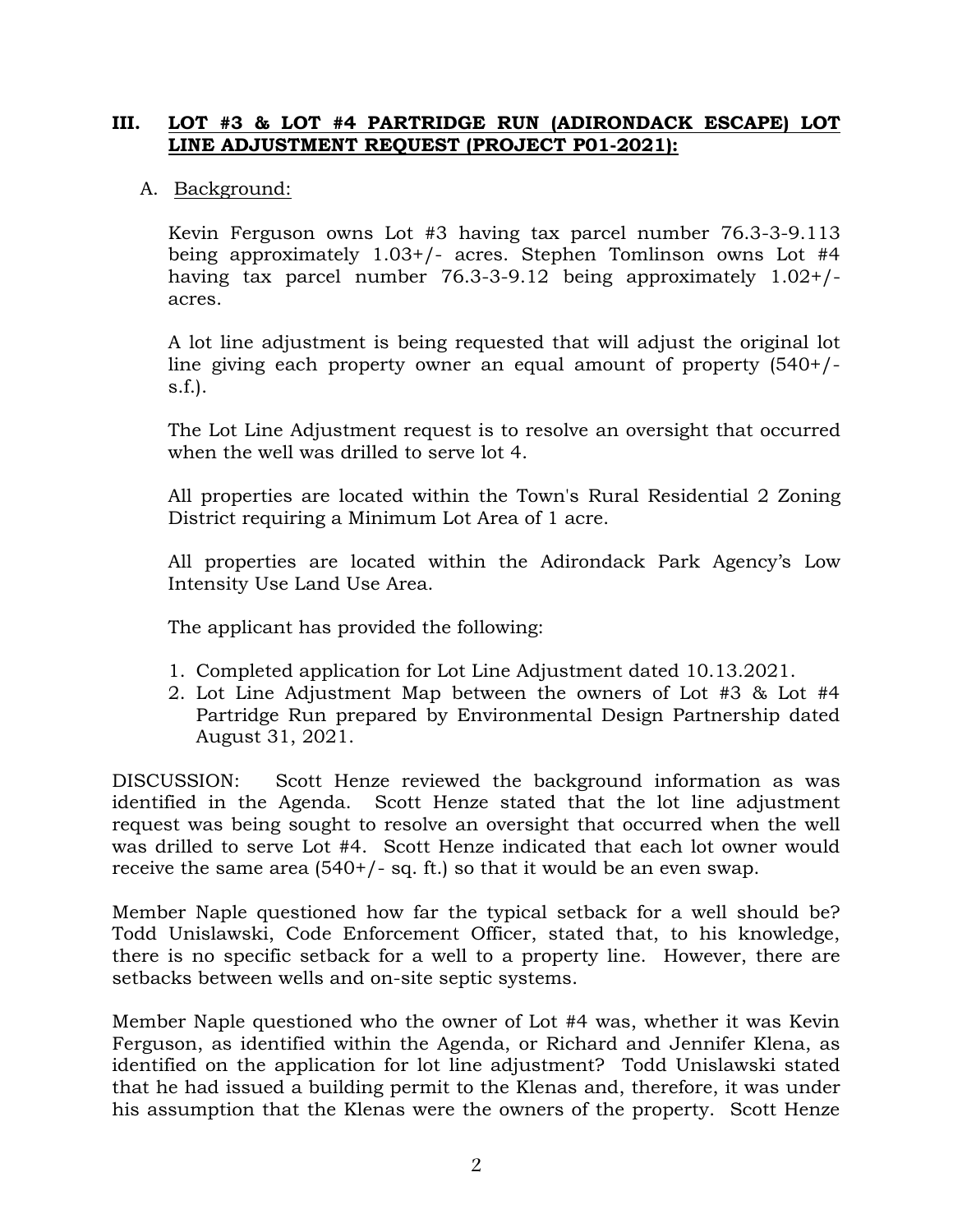## III. LOT #3 & LOT #4 PARTRIDGE RUN (ADIRONDACK ESCAPE) LOT LINE ADJUSTMENT REQUEST (PROJECT P01-2021):

A. Background:

Kevin Ferguson owns Lot #3 having tax parcel number 76.3-3-9.113 being approximately 1.03+/- acres. Stephen Tomlinson owns Lot #4 having tax parcel number 76.3-3-9.12 being approximately 1.02+/- acres.

A lot line adjustment is being requested that will adjust the original lot line giving each property owner an equal amount of property (540+/- s.f.).

The Lot Line Adjustment request is to resolve an oversight that occurred when the well was drilled to serve lot 4.

All properties are located within the Town's Rural Residential 2 Zoning District requiring a Minimum Lot Area of 1 acre.

All properties are located within the Adirondack Park Agency's Low Intensity Use Land Use Area.

The applicant has provided the following:

1. Completed application for Lot Line Adjustment dated 10.13.2021.
2. Lot Line Adjustment Map between the owners of Lot #3 & Lot #4 Partridge Run prepared by Environmental Design Partnership dated August 31, 2021.

DISCUSSION: Scott Henze reviewed the background information as was identified in the Agenda. Scott Henze stated that the lot line adjustment request was being sought to resolve an oversight that occurred when the well was drilled to serve Lot #4. Scott Henze indicated that each lot owner would receive the same area (540+/- sq. ft.) so that it would be an even swap.

Member Naple questioned how far the typical setback for a well should be? Todd Unislawski, Code Enforcement Officer, stated that, to his knowledge, there is no specific setback for a well to a property line. However, there are setbacks between wells and on-site septic systems.

Member Naple questioned who the owner of Lot #4 was, whether it was Kevin Ferguson, as identified within the Agenda, or Richard and Jennifer Klena, as identified on the application for lot line adjustment? Todd Unislawski stated that he had issued a building permit to the Klenas and, therefore, it was under his assumption that the Klenas were the owners of the property. Scott Henze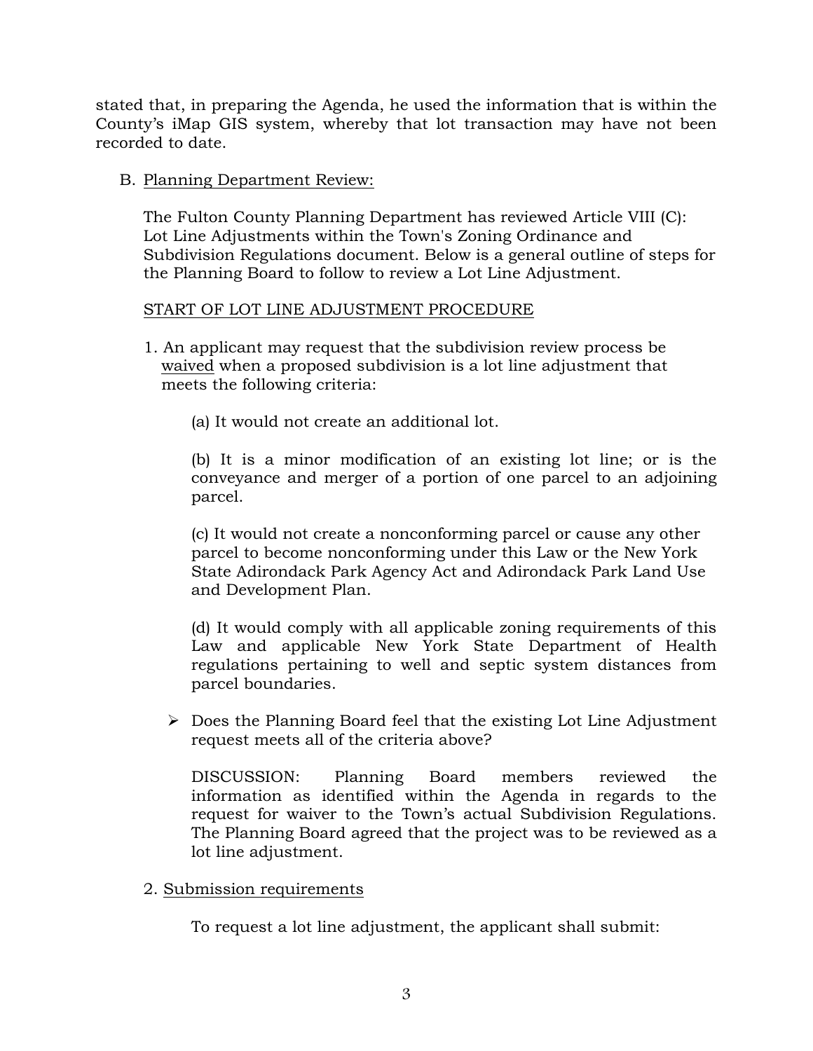stated that, in preparing the Agenda, he used the information that is within the County's iMap GIS system, whereby that lot transaction may have not been recorded to date.

B. Planning Department Review:

The Fulton County Planning Department has reviewed Article VIII (C): Lot Line Adjustments within the Town's Zoning Ordinance and Subdivision Regulations document. Below is a general outline of steps for the Planning Board to follow to review a Lot Line Adjustment.

START OF LOT LINE ADJUSTMENT PROCEDURE

1. An applicant may request that the subdivision review process be waived when a proposed subdivision is a lot line adjustment that meets the following criteria:

   (a) It would not create an additional lot.

   (b) It is a minor modification of an existing lot line; or is the conveyance and merger of a portion of one parcel to an adjoining parcel.

   (c) It would not create a nonconforming parcel or cause any other parcel to become nonconforming under this Law or the New York State Adirondack Park Agency Act and Adirondack Park Land Use and Development Plan.

   (d) It would comply with all applicable zoning requirements of this Law and applicable New York State Department of Health regulations pertaining to well and septic system distances from parcel boundaries.

   - Does the Planning Board feel that the existing Lot Line Adjustment request meets all of the criteria above?

   DISCUSSION: Planning Board members reviewed the information as identified within the Agenda in regards to the request for waiver to the Town's actual Subdivision Regulations. The Planning Board agreed that the project was to be reviewed as a lot line adjustment.

2. Submission requirements

   To request a lot line adjustment, the applicant shall submit: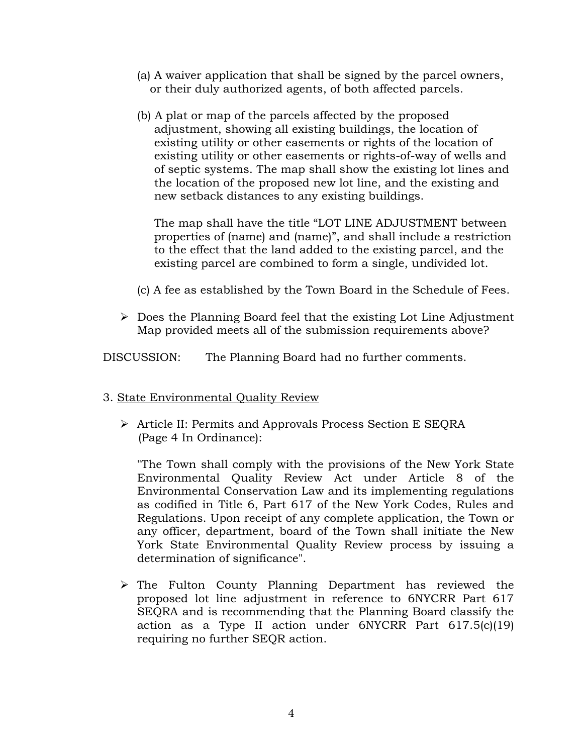(a) A waiver application that shall be signed by the parcel owners, or their duly authorized agents, of both affected parcels.

(b) A plat or map of the parcels affected by the proposed adjustment, showing all existing buildings, the location of existing utility or other easements or rights of the location of existing utility or other easements or rights-of-way of wells and of septic systems. The map shall show the existing lot lines and the location of the proposed new lot line, and the existing and new setback distances to any existing buildings.

The map shall have the title "LOT LINE ADJUSTMENT between properties of (name) and (name)", and shall include a restriction to the effect that the land added to the existing parcel, and the existing parcel are combined to form a single, undivided lot.

(c) A fee as established by the Town Board in the Schedule of Fees.

- Does the Planning Board feel that the existing Lot Line Adjustment Map provided meets all of the submission requirements above?

DISCUSSION: The Planning Board had no further comments.

3. State Environmental Quality Review

- Article II: Permits and Approvals Process Section E SEQRA (Page 4 In Ordinance):

  "The Town shall comply with the provisions of the New York State Environmental Quality Review Act under Article 8 of the Environmental Conservation Law and its implementing regulations as codified in Title 6, Part 617 of the New York Codes, Rules and Regulations. Upon receipt of any complete application, the Town or any officer, department, board of the Town shall initiate the New York State Environmental Quality Review process by issuing a determination of significance".

- The Fulton County Planning Department has reviewed the proposed lot line adjustment in reference to 6NYCRR Part 617 SEQRA and is recommending that the Planning Board classify the action as a Type II action under 6NYCRR Part 617.5(c)(19) requiring no further SEQR action.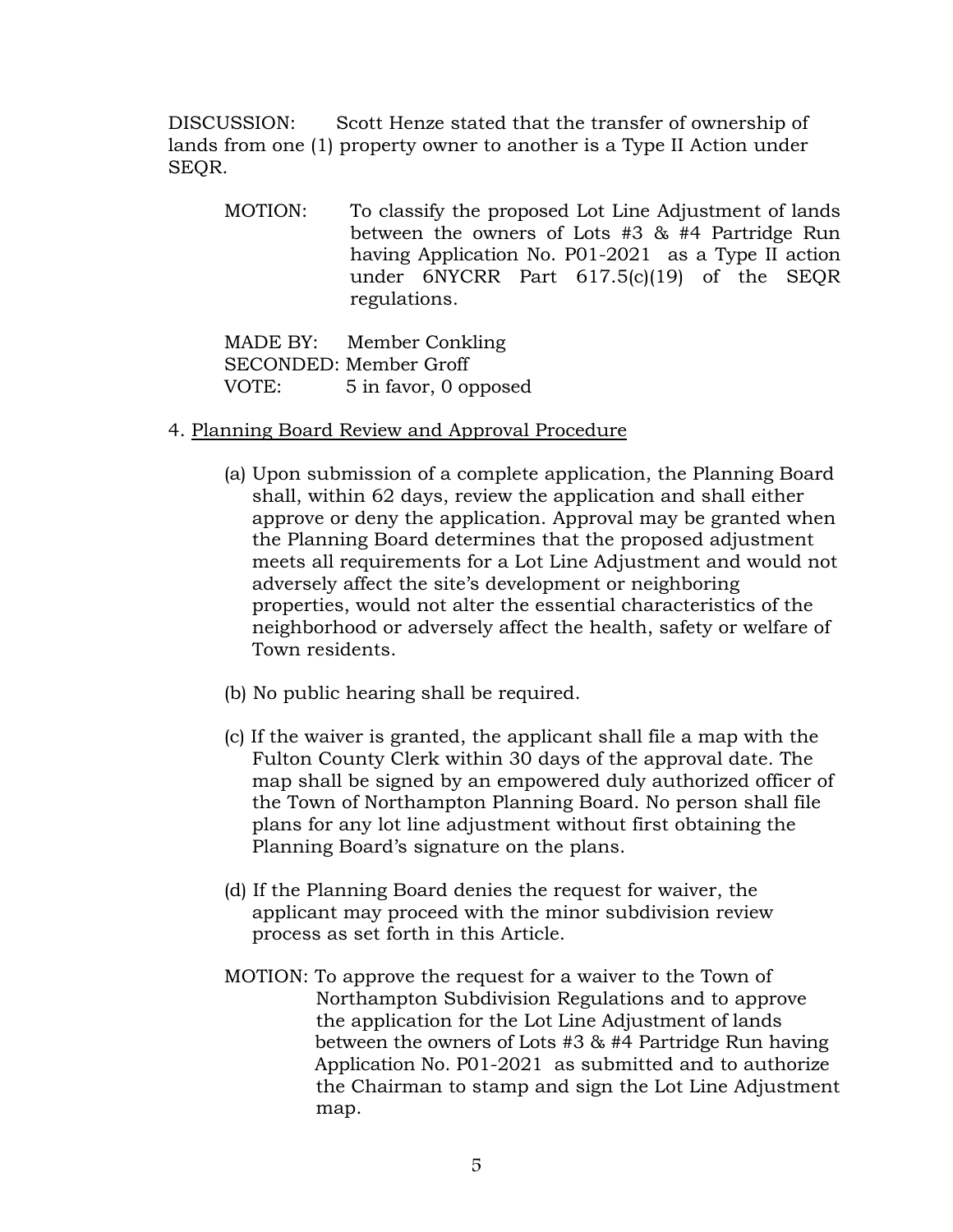DISCUSSION: Scott Henze stated that the transfer of ownership of lands from one (1) property owner to another is a Type II Action under SEQR.

MOTION: To classify the proposed Lot Line Adjustment of lands between the owners of Lots #3 & #4 Partridge Run having Application No. P01-2021 as a Type II action under 6NYCRR Part 617.5(c)(19) of the SEQR regulations.

MADE BY: Member Conkling
SECONDED: Member Groff
VOTE: 5 in favor, 0 opposed

4. Planning Board Review and Approval Procedure

(a) Upon submission of a complete application, the Planning Board shall, within 62 days, review the application and shall either approve or deny the application. Approval may be granted when the Planning Board determines that the proposed adjustment meets all requirements for a Lot Line Adjustment and would not adversely affect the site's development or neighboring properties, would not alter the essential characteristics of the neighborhood or adversely affect the health, safety or welfare of Town residents.

(b) No public hearing shall be required.

(c) If the waiver is granted, the applicant shall file a map with the Fulton County Clerk within 30 days of the approval date. The map shall be signed by an empowered duly authorized officer of the Town of Northampton Planning Board. No person shall file plans for any lot line adjustment without first obtaining the Planning Board's signature on the plans.

(d) If the Planning Board denies the request for waiver, the applicant may proceed with the minor subdivision review process as set forth in this Article.

MOTION: To approve the request for a waiver to the Town of Northampton Subdivision Regulations and to approve the application for the Lot Line Adjustment of lands between the owners of Lots #3 & #4 Partridge Run having Application No. P01-2021 as submitted and to authorize the Chairman to stamp and sign the Lot Line Adjustment map.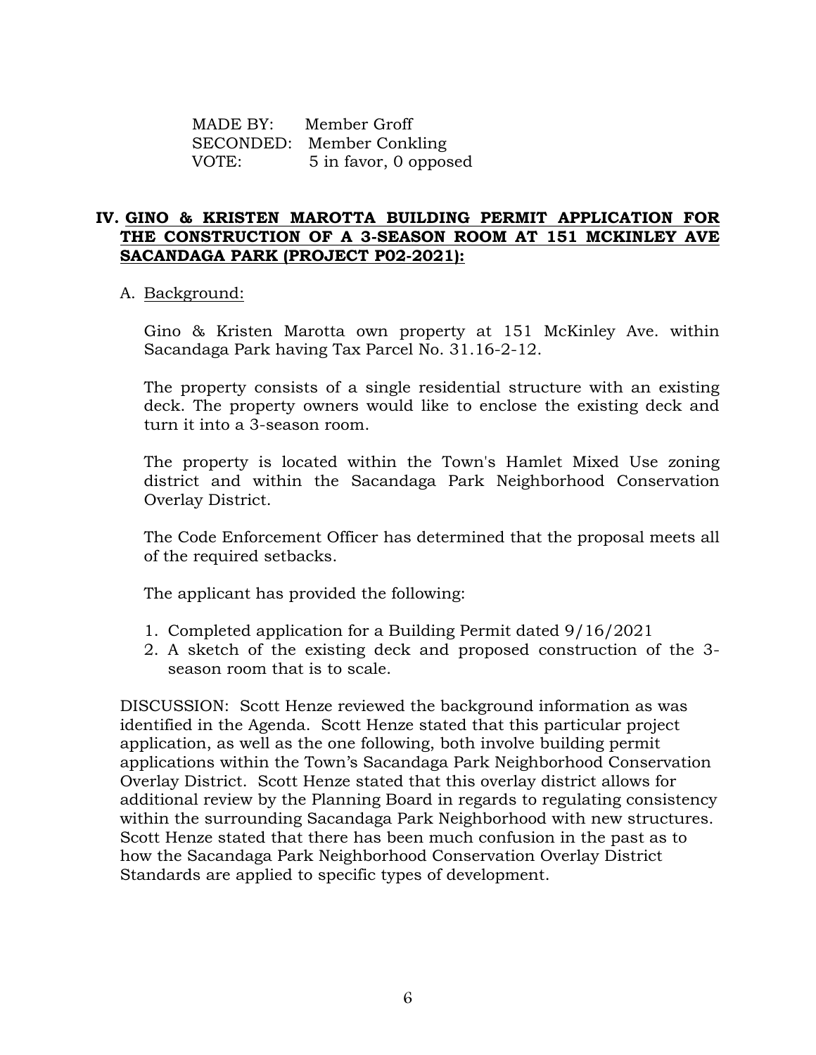MADE BY: Member Groff
SECONDED: Member Conkling
VOTE: 5 in favor, 0 opposed

## IV. GINO & KRISTEN MAROTTA BUILDING PERMIT APPLICATION FOR THE CONSTRUCTION OF A 3-SEASON ROOM AT 151 MCKINLEY AVE SACANDAGA PARK (PROJECT P02-2021):

A. Background:

Gino & Kristen Marotta own property at 151 McKinley Ave. within Sacandaga Park having Tax Parcel No. 31.16-2-12.

The property consists of a single residential structure with an existing deck. The property owners would like to enclose the existing deck and turn it into a 3-season room.

The property is located within the Town's Hamlet Mixed Use zoning district and within the Sacandaga Park Neighborhood Conservation Overlay District.

The Code Enforcement Officer has determined that the proposal meets all of the required setbacks.

The applicant has provided the following:

1. Completed application for a Building Permit dated 9/16/2021
2. A sketch of the existing deck and proposed construction of the 3-season room that is to scale.

DISCUSSION: Scott Henze reviewed the background information as was identified in the Agenda. Scott Henze stated that this particular project application, as well as the one following, both involve building permit applications within the Town's Sacandaga Park Neighborhood Conservation Overlay District. Scott Henze stated that this overlay district allows for additional review by the Planning Board in regards to regulating consistency within the surrounding Sacandaga Park Neighborhood with new structures. Scott Henze stated that there has been much confusion in the past as to how the Sacandaga Park Neighborhood Conservation Overlay District Standards are applied to specific types of development.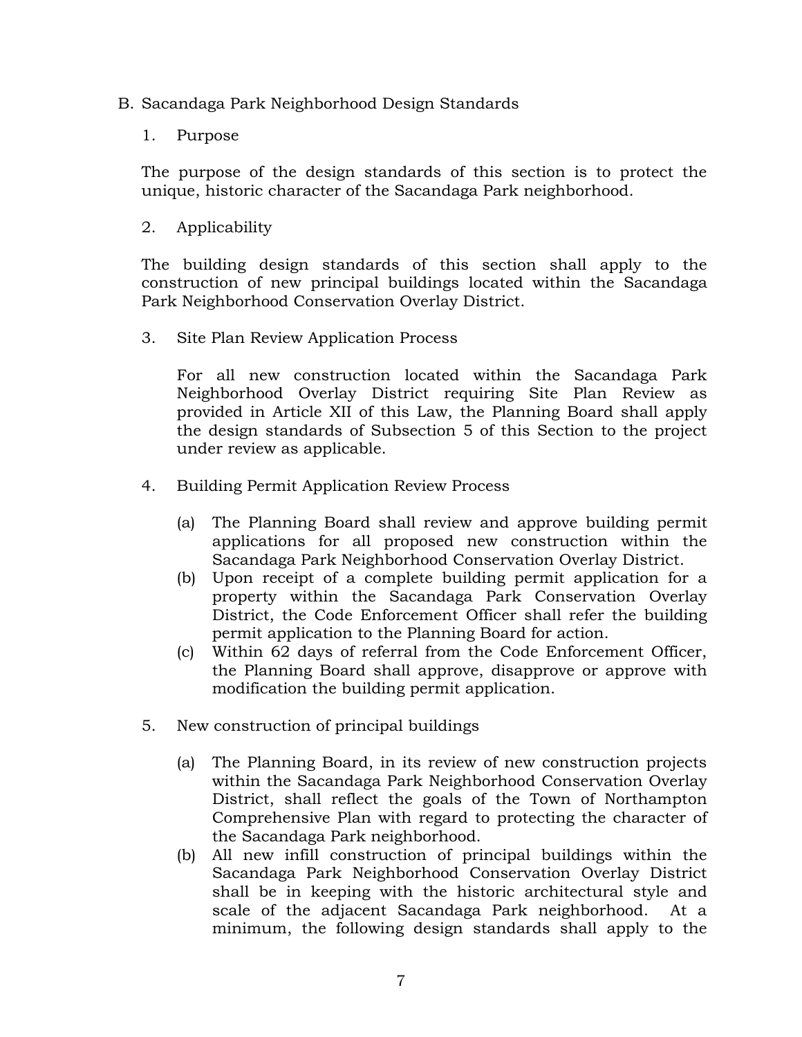B. Sacandaga Park Neighborhood Design Standards

1. Purpose

The purpose of the design standards of this section is to protect the unique, historic character of the Sacandaga Park neighborhood.

2. Applicability

The building design standards of this section shall apply to the construction of new principal buildings located within the Sacandaga Park Neighborhood Conservation Overlay District.

3. Site Plan Review Application Process

For all new construction located within the Sacandaga Park Neighborhood Overlay District requiring Site Plan Review as provided in Article XII of this Law, the Planning Board shall apply the design standards of Subsection 5 of this Section to the project under review as applicable.

4. Building Permit Application Review Process

(a) The Planning Board shall review and approve building permit applications for all proposed new construction within the Sacandaga Park Neighborhood Conservation Overlay District.
(b) Upon receipt of a complete building permit application for a property within the Sacandaga Park Conservation Overlay District, the Code Enforcement Officer shall refer the building permit application to the Planning Board for action.
(c) Within 62 days of referral from the Code Enforcement Officer, the Planning Board shall approve, disapprove or approve with modification the building permit application.

5. New construction of principal buildings

(a) The Planning Board, in its review of new construction projects within the Sacandaga Park Neighborhood Conservation Overlay District, shall reflect the goals of the Town of Northampton Comprehensive Plan with regard to protecting the character of the Sacandaga Park neighborhood.
(b) All new infill construction of principal buildings within the Sacandaga Park Neighborhood Conservation Overlay District shall be in keeping with the historic architectural style and scale of the adjacent Sacandaga Park neighborhood. At a minimum, the following design standards shall apply to the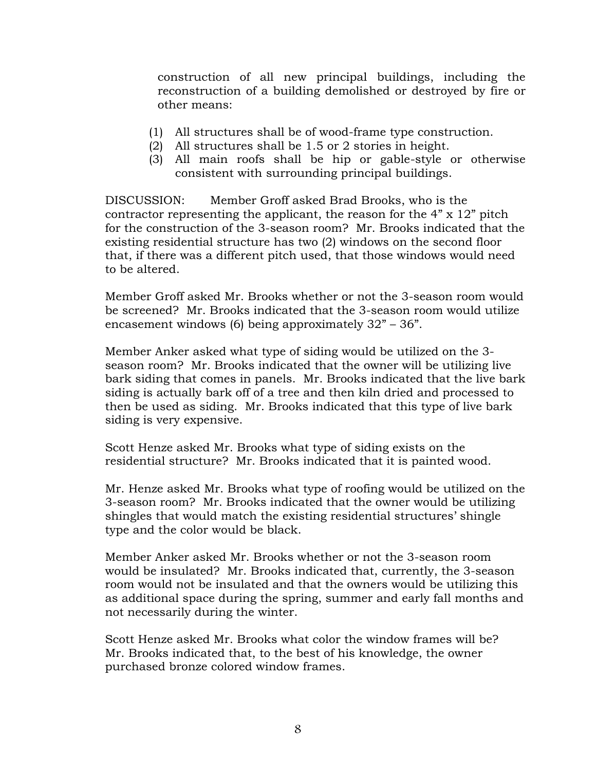construction of all new principal buildings, including the reconstruction of a building demolished or destroyed by fire or other means:

(1) All structures shall be of wood-frame type construction.
(2) All structures shall be 1.5 or 2 stories in height.
(3) All main roofs shall be hip or gable-style or otherwise consistent with surrounding principal buildings.

DISCUSSION: Member Groff asked Brad Brooks, who is the contractor representing the applicant, the reason for the 4" x 12" pitch for the construction of the 3-season room? Mr. Brooks indicated that the existing residential structure has two (2) windows on the second floor that, if there was a different pitch used, that those windows would need to be altered.

Member Groff asked Mr. Brooks whether or not the 3-season room would be screened? Mr. Brooks indicated that the 3-season room would utilize encasement windows (6) being approximately 32" – 36".

Member Anker asked what type of siding would be utilized on the 3-season room? Mr. Brooks indicated that the owner will be utilizing live bark siding that comes in panels. Mr. Brooks indicated that the live bark siding is actually bark off of a tree and then kiln dried and processed to then be used as siding. Mr. Brooks indicated that this type of live bark siding is very expensive.

Scott Henze asked Mr. Brooks what type of siding exists on the residential structure? Mr. Brooks indicated that it is painted wood.

Mr. Henze asked Mr. Brooks what type of roofing would be utilized on the 3-season room? Mr. Brooks indicated that the owner would be utilizing shingles that would match the existing residential structures' shingle type and the color would be black.

Member Anker asked Mr. Brooks whether or not the 3-season room would be insulated? Mr. Brooks indicated that, currently, the 3-season room would not be insulated and that the owners would be utilizing this as additional space during the spring, summer and early fall months and not necessarily during the winter.

Scott Henze asked Mr. Brooks what color the window frames will be? Mr. Brooks indicated that, to the best of his knowledge, the owner purchased bronze colored window frames.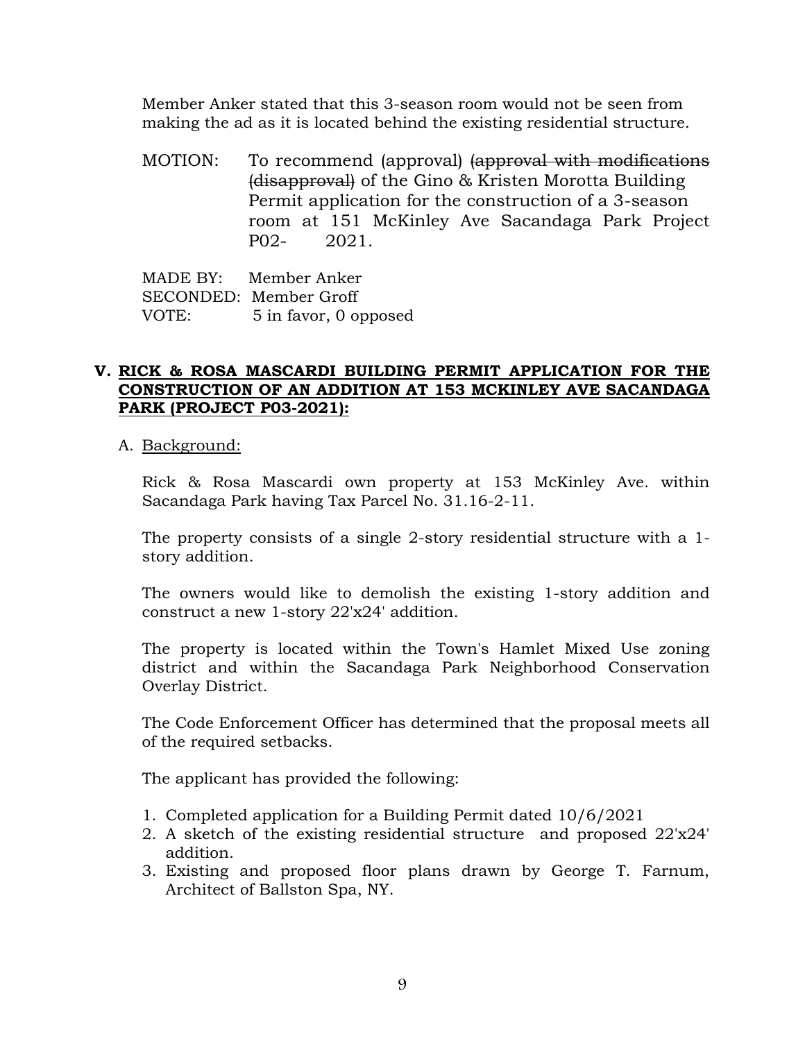Member Anker stated that this 3-season room would not be seen from making the ad as it is located behind the existing residential structure.

MOTION: To recommend (approval) ~~(approval with modifications (disapproval)~~ of the Gino & Kristen Morotta Building Permit application for the construction of a 3-season room at 151 McKinley Ave Sacandaga Park Project P02- 2021.

MADE BY: Member Anker
SECONDED: Member Groff
VOTE: 5 in favor, 0 opposed

## V. RICK & ROSA MASCARDI BUILDING PERMIT APPLICATION FOR THE CONSTRUCTION OF AN ADDITION AT 153 MCKINLEY AVE SACANDAGA PARK (PROJECT P03-2021):

A. Background:

Rick & Rosa Mascardi own property at 153 McKinley Ave. within Sacandaga Park having Tax Parcel No. 31.16-2-11.

The property consists of a single 2-story residential structure with a 1-story addition.

The owners would like to demolish the existing 1-story addition and construct a new 1-story 22'x24' addition.

The property is located within the Town's Hamlet Mixed Use zoning district and within the Sacandaga Park Neighborhood Conservation Overlay District.

The Code Enforcement Officer has determined that the proposal meets all of the required setbacks.

The applicant has provided the following:

1. Completed application for a Building Permit dated 10/6/2021
2. A sketch of the existing residential structure and proposed 22'x24' addition.
3. Existing and proposed floor plans drawn by George T. Farnum, Architect of Ballston Spa, NY.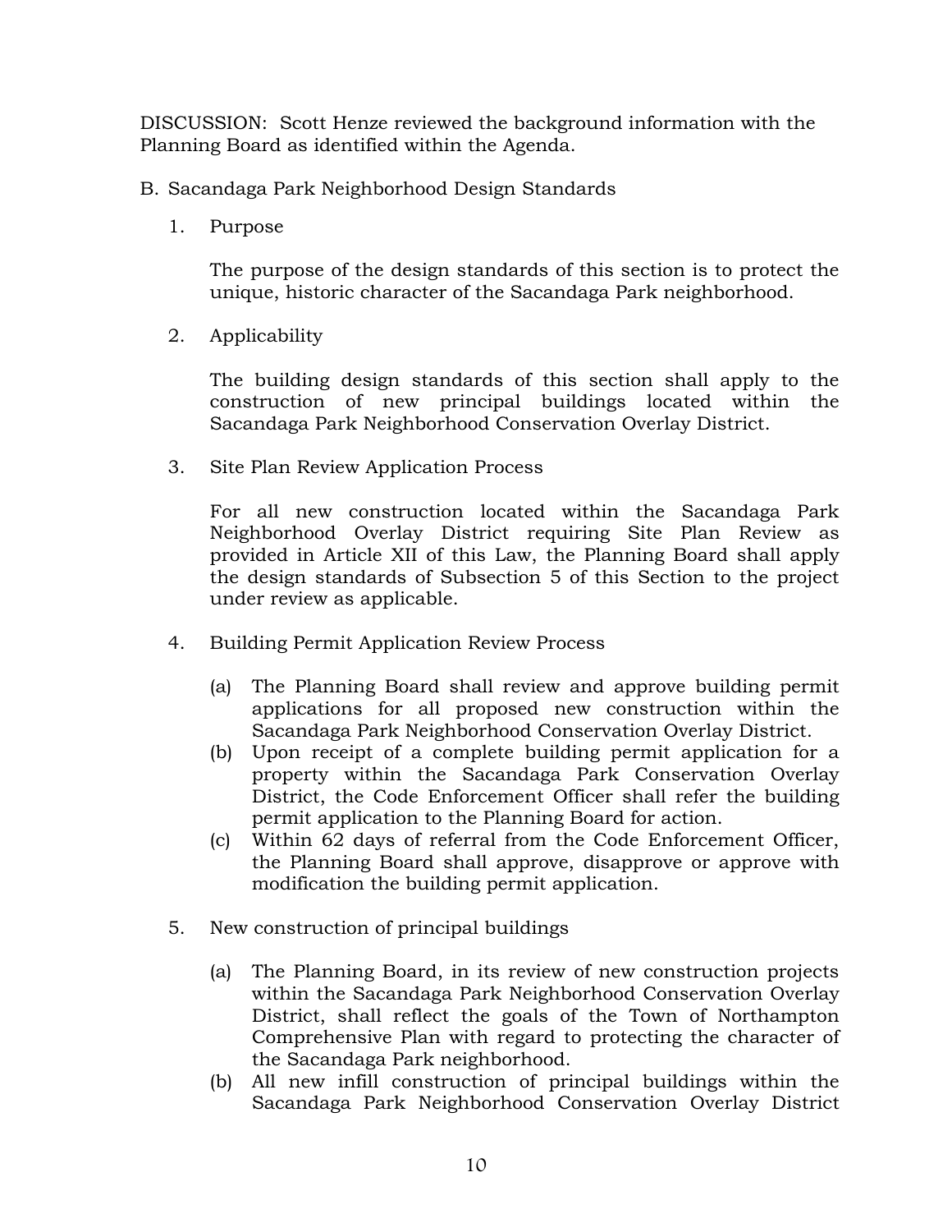DISCUSSION: Scott Henze reviewed the background information with the Planning Board as identified within the Agenda.

B. Sacandaga Park Neighborhood Design Standards

1. Purpose

   The purpose of the design standards of this section is to protect the unique, historic character of the Sacandaga Park neighborhood.

2. Applicability

   The building design standards of this section shall apply to the construction of new principal buildings located within the Sacandaga Park Neighborhood Conservation Overlay District.

3. Site Plan Review Application Process

   For all new construction located within the Sacandaga Park Neighborhood Overlay District requiring Site Plan Review as provided in Article XII of this Law, the Planning Board shall apply the design standards of Subsection 5 of this Section to the project under review as applicable.

4. Building Permit Application Review Process

   (a) The Planning Board shall review and approve building permit applications for all proposed new construction within the Sacandaga Park Neighborhood Conservation Overlay District.
   (b) Upon receipt of a complete building permit application for a property within the Sacandaga Park Conservation Overlay District, the Code Enforcement Officer shall refer the building permit application to the Planning Board for action.
   (c) Within 62 days of referral from the Code Enforcement Officer, the Planning Board shall approve, disapprove or approve with modification the building permit application.

5. New construction of principal buildings

   (a) The Planning Board, in its review of new construction projects within the Sacandaga Park Neighborhood Conservation Overlay District, shall reflect the goals of the Town of Northampton Comprehensive Plan with regard to protecting the character of the Sacandaga Park neighborhood.
   (b) All new infill construction of principal buildings within the Sacandaga Park Neighborhood Conservation Overlay District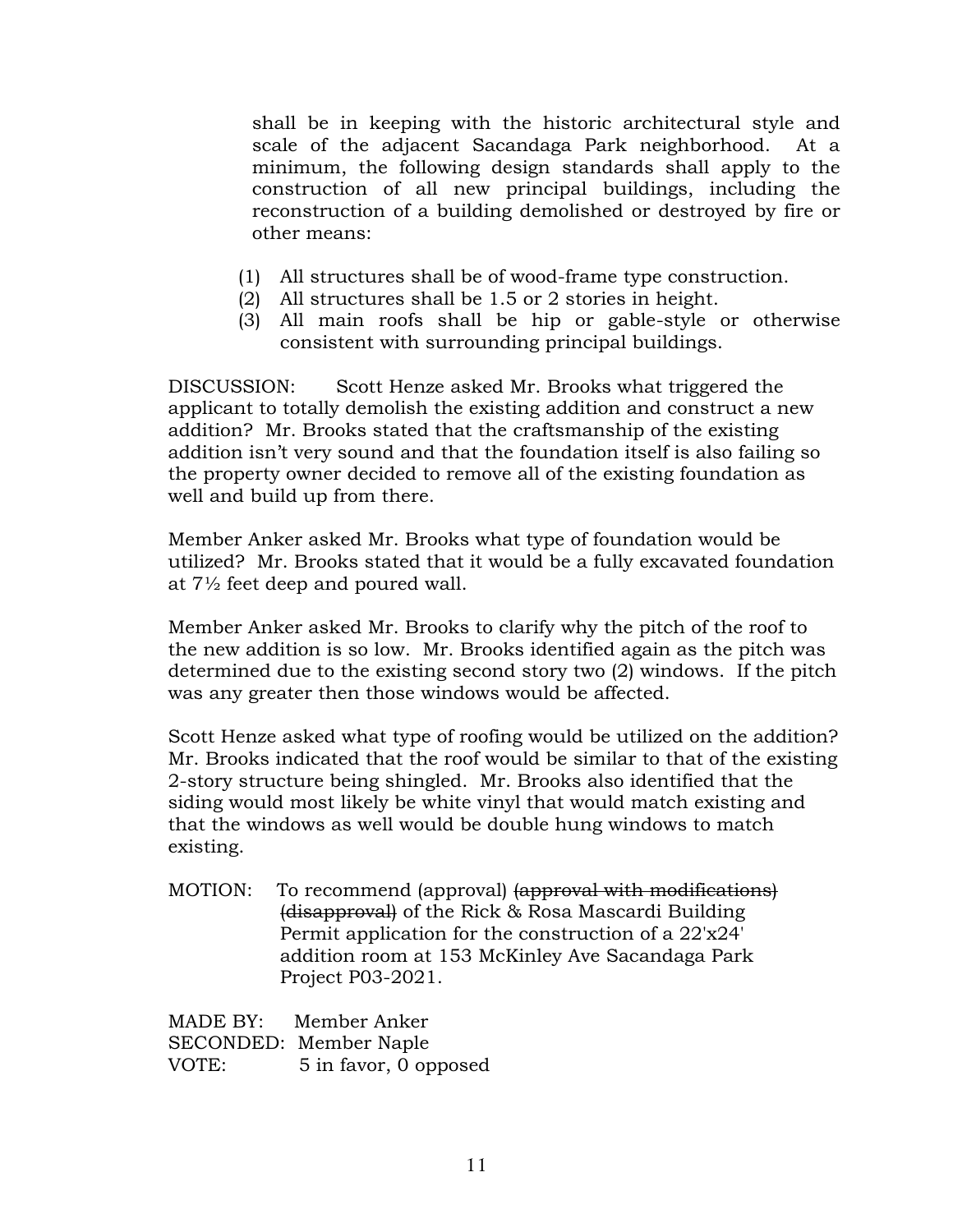shall be in keeping with the historic architectural style and scale of the adjacent Sacandaga Park neighborhood. At a minimum, the following design standards shall apply to the construction of all new principal buildings, including the reconstruction of a building demolished or destroyed by fire or other means:

(1) All structures shall be of wood-frame type construction.
(2) All structures shall be 1.5 or 2 stories in height.
(3) All main roofs shall be hip or gable-style or otherwise consistent with surrounding principal buildings.

DISCUSSION: Scott Henze asked Mr. Brooks what triggered the applicant to totally demolish the existing addition and construct a new addition? Mr. Brooks stated that the craftsmanship of the existing addition isn't very sound and that the foundation itself is also failing so the property owner decided to remove all of the existing foundation as well and build up from there.

Member Anker asked Mr. Brooks what type of foundation would be utilized? Mr. Brooks stated that it would be a fully excavated foundation at 7½ feet deep and poured wall.

Member Anker asked Mr. Brooks to clarify why the pitch of the roof to the new addition is so low. Mr. Brooks identified again as the pitch was determined due to the existing second story two (2) windows. If the pitch was any greater then those windows would be affected.

Scott Henze asked what type of roofing would be utilized on the addition? Mr. Brooks indicated that the roof would be similar to that of the existing 2-story structure being shingled. Mr. Brooks also identified that the siding would most likely be white vinyl that would match existing and that the windows as well would be double hung windows to match existing.

MOTION: To recommend (approval) ~~(approval with modifications)~~ ~~(disapproval)~~ of the Rick & Rosa Mascardi Building Permit application for the construction of a 22'x24' addition room at 153 McKinley Ave Sacandaga Park Project P03-2021.

MADE BY: Member Anker
SECONDED: Member Naple
VOTE: 5 in favor, 0 opposed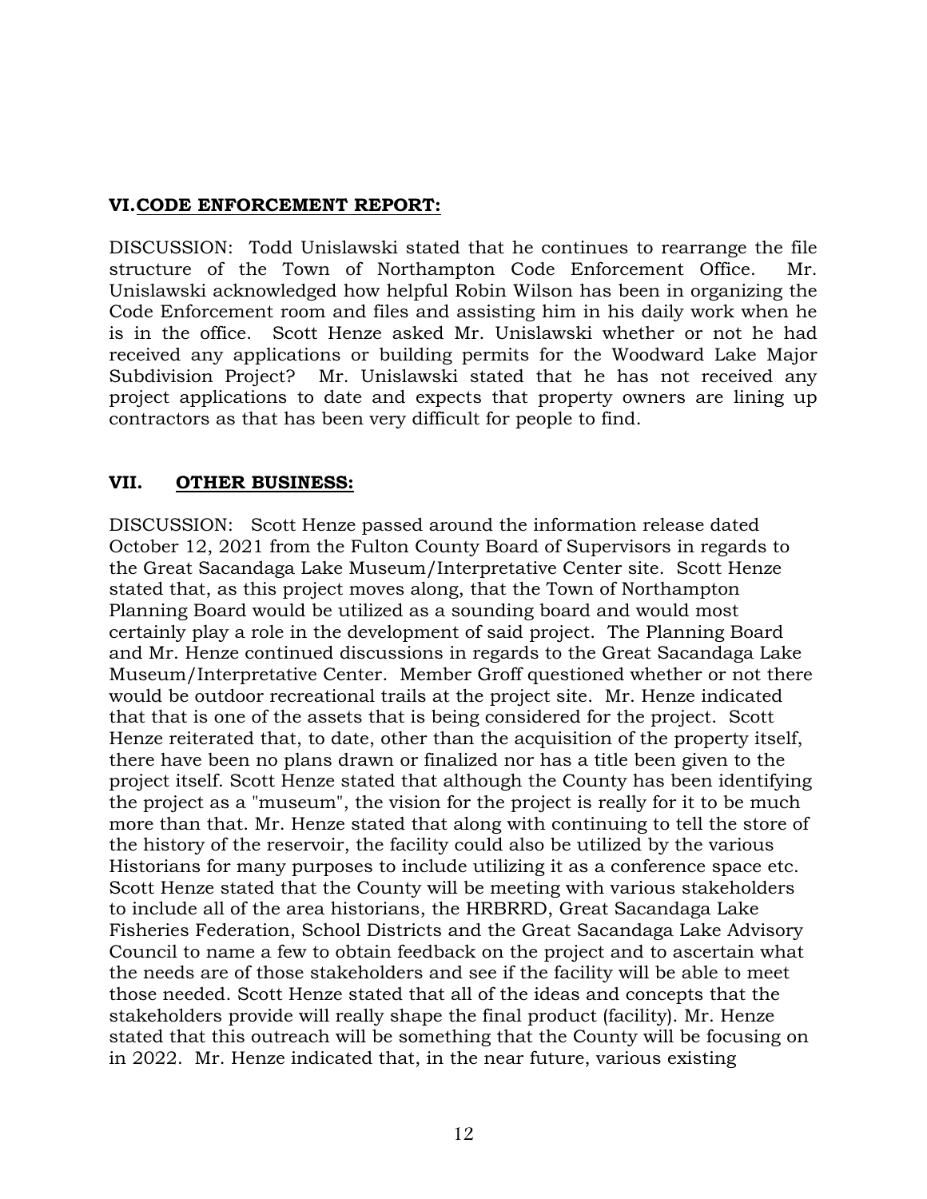## VI. CODE ENFORCEMENT REPORT:

DISCUSSION: Todd Unislawski stated that he continues to rearrange the file structure of the Town of Northampton Code Enforcement Office. Mr. Unislawski acknowledged how helpful Robin Wilson has been in organizing the Code Enforcement room and files and assisting him in his daily work when he is in the office. Scott Henze asked Mr. Unislawski whether or not he had received any applications or building permits for the Woodward Lake Major Subdivision Project? Mr. Unislawski stated that he has not received any project applications to date and expects that property owners are lining up contractors as that has been very difficult for people to find.

## VII. OTHER BUSINESS:

DISCUSSION: Scott Henze passed around the information release dated October 12, 2021 from the Fulton County Board of Supervisors in regards to the Great Sacandaga Lake Museum/Interpretative Center site. Scott Henze stated that, as this project moves along, that the Town of Northampton Planning Board would be utilized as a sounding board and would most certainly play a role in the development of said project. The Planning Board and Mr. Henze continued discussions in regards to the Great Sacandaga Lake Museum/Interpretative Center. Member Groff questioned whether or not there would be outdoor recreational trails at the project site. Mr. Henze indicated that that is one of the assets that is being considered for the project. Scott Henze reiterated that, to date, other than the acquisition of the property itself, there have been no plans drawn or finalized nor has a title been given to the project itself. Scott Henze stated that although the County has been identifying the project as a "museum", the vision for the project is really for it to be much more than that. Mr. Henze stated that along with continuing to tell the store of the history of the reservoir, the facility could also be utilized by the various Historians for many purposes to include utilizing it as a conference space etc. Scott Henze stated that the County will be meeting with various stakeholders to include all of the area historians, the HRBRRD, Great Sacandaga Lake Fisheries Federation, School Districts and the Great Sacandaga Lake Advisory Council to name a few to obtain feedback on the project and to ascertain what the needs are of those stakeholders and see if the facility will be able to meet those needed. Scott Henze stated that all of the ideas and concepts that the stakeholders provide will really shape the final product (facility). Mr. Henze stated that this outreach will be something that the County will be focusing on in 2022. Mr. Henze indicated that, in the near future, various existing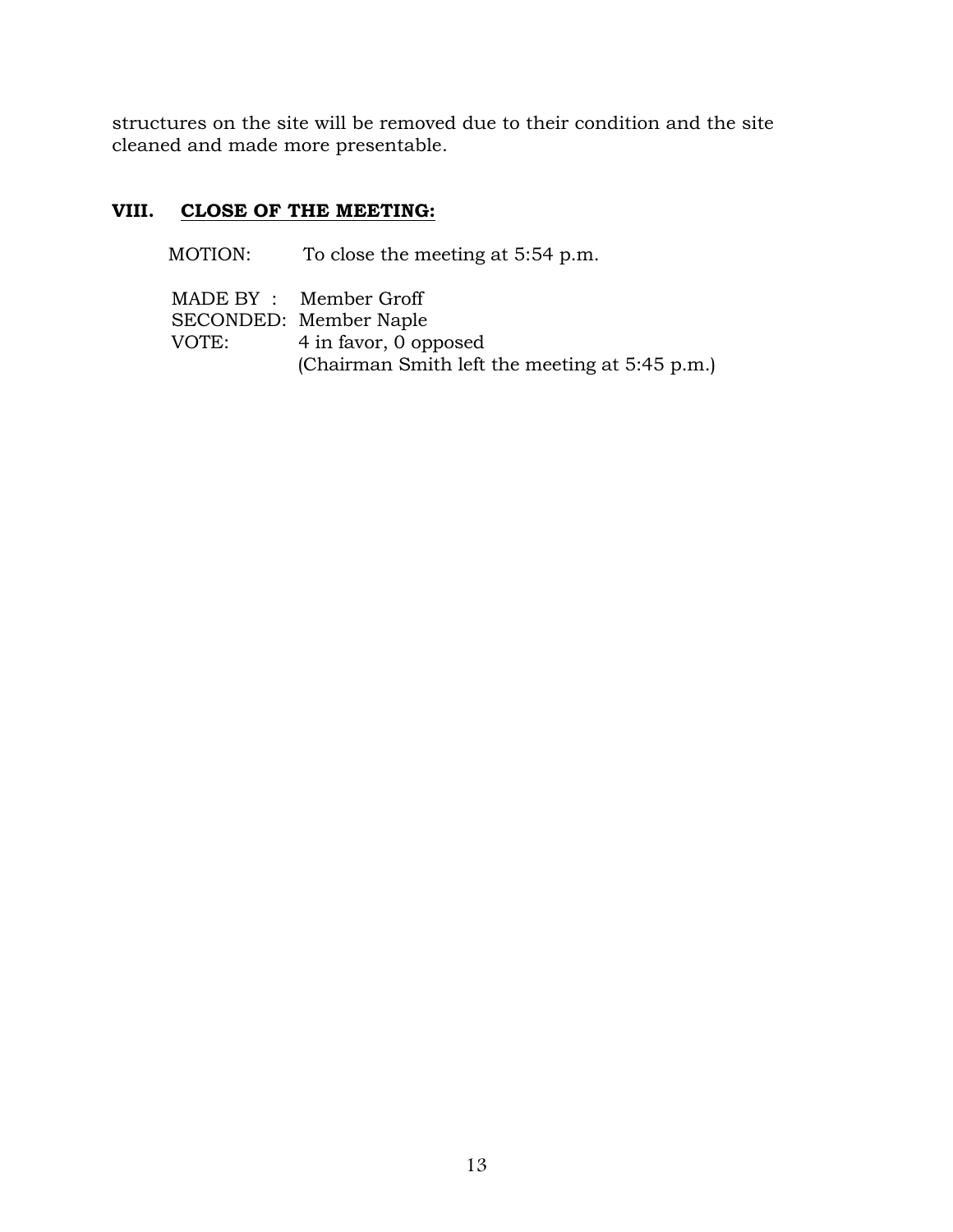structures on the site will be removed due to their condition and the site cleaned and made more presentable.

## VIII. CLOSE OF THE MEETING:

MOTION: To close the meeting at 5:54 p.m.

MADE BY : Member Groff
SECONDED: Member Naple
VOTE: 4 in favor, 0 opposed
(Chairman Smith left the meeting at 5:45 p.m.)